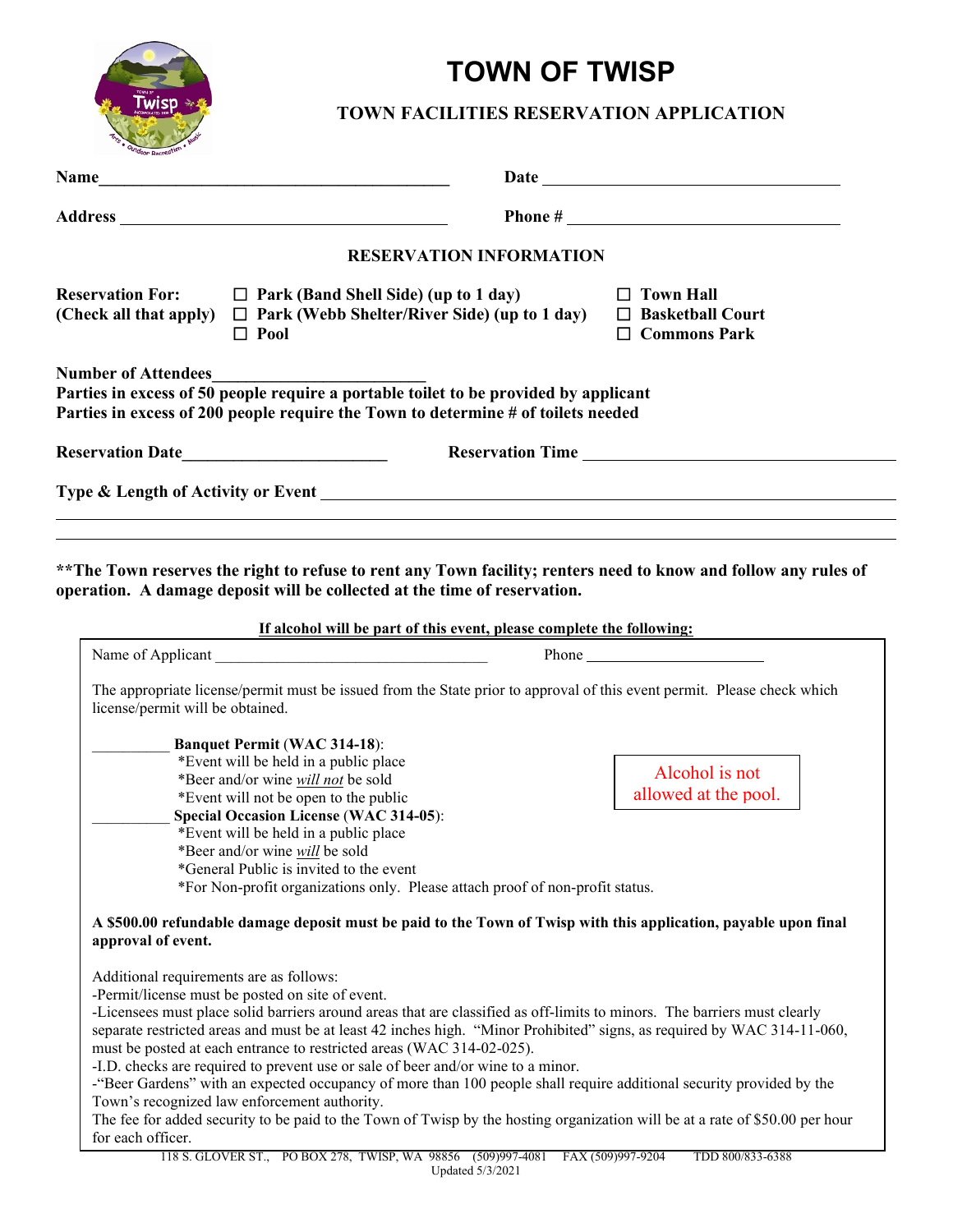# TOWN OF TWISP

## TOWN FACILITIES RESERVATION APPLICATION

**Name**\_\_\_\_\_\_\_\_\_\_\_\_\_\_\_\_\_\_\_\_\_\_\_\_\_\_\_\_\_\_\_\_\_\_\_\_\_\_\_\_\_\_ **Date** \_\_\_\_\_\_\_\_\_\_\_\_\_\_\_\_\_\_\_\_\_\_\_\_\_\_\_\_\_\_\_\_\_\_\_\_\_

**Address** \_\_\_\_\_\_\_\_\_\_\_\_\_\_\_\_\_\_\_\_\_\_\_\_\_\_\_\_\_\_\_\_\_\_\_\_\_\_\_\_ **Phone #** \_\_\_\_\_\_\_\_\_\_\_\_\_\_\_\_\_\_\_\_\_\_\_\_\_\_\_\_\_\_\_\_\_\_

### RESERVATION INFORMATION

**Reservation For:**
**(Check all that apply)**

- ☐ **Park (Band Shell Side) (up to 1 day)**
- ☐ **Park (Webb Shelter/River Side) (up to 1 day)**
- ☐ **Pool**
- ☐ **Town Hall**
- ☐ **Basketball Court**
- ☐ **Commons Park**

**Number of Attendees**\_\_\_\_\_\_\_\_\_\_\_\_\_\_\_\_\_\_\_\_\_\_\_\_\_\_

**Parties in excess of 50 people require a portable toilet to be provided by applicant**
**Parties in excess of 200 people require the Town to determine # of toilets needed**

**Reservation Date**\_\_\_\_\_\_\_\_\_\_\_\_\_\_\_\_\_\_\_\_\_\_\_\_\_ **Reservation Time** \_\_\_\_\_\_\_\_\_\_\_\_\_\_\_\_\_\_\_\_\_\_\_\_\_\_\_\_\_\_\_\_\_\_\_\_\_\_\_

**Type & Length of Activity or Event** \_\_\_\_\_\_\_\_\_\_\_\_\_\_\_\_\_\_\_\_\_\_\_\_\_\_\_\_\_\_\_\_\_\_\_\_\_\_\_\_\_\_\_\_\_\_\_\_\_\_\_\_\_\_\_\_\_\_\_\_\_

\_\_\_\_\_\_\_\_\_\_\_\_\_\_\_\_\_\_\_\_\_\_\_\_\_\_\_\_\_\_\_\_\_\_\_\_\_\_\_\_\_\_\_\_\_\_\_\_\_\_\_\_\_\_\_\_\_\_\_\_\_\_\_\_\_\_\_\_\_\_\_\_\_\_\_\_\_\_\_\_\_\_\_\_\_\_\_\_\_\_\_\_\_

\_\_\_\_\_\_\_\_\_\_\_\_\_\_\_\_\_\_\_\_\_\_\_\_\_\_\_\_\_\_\_\_\_\_\_\_\_\_\_\_\_\_\_\_\_\_\_\_\_\_\_\_\_\_\_\_\_\_\_\_\_\_\_\_\_\_\_\_\_\_\_\_\_\_\_\_\_\_\_\_\_\_\_\_\_\_\_\_\_\_\_\_\_

**\*\*The Town reserves the right to refuse to rent any Town facility; renters need to know and follow any rules of operation. A damage deposit will be collected at the time of reservation.**

**If alcohol will be part of this event, please complete the following:**

Name of Applicant \_\_\_\_\_\_\_\_\_\_\_\_\_\_\_\_\_\_\_\_\_\_\_\_\_\_\_\_\_\_\_\_\_\_\_\_ Phone \_\_\_\_\_\_\_\_\_\_\_\_\_\_\_\_\_\_\_\_\_\_\_\_

The appropriate license/permit must be issued from the State prior to approval of this event permit. Please check which license/permit will be obtained.

Alcohol is not allowed at the pool.

\_\_\_\_\_\_\_\_\_\_ **Banquet Permit** (**WAC 314-18**):
*Event will be held in a public place
*Beer and/or wine ***will not*** be sold
*Event will not be open to the public

\_\_\_\_\_\_\_\_\_\_ **Special Occasion License** (**WAC 314-05**):
*Event will be held in a public place
*Beer and/or wine ***will*** be sold
*General Public is invited to the event
*For Non-profit organizations only. Please attach proof of non-profit status.

**A $500.00 refundable damage deposit must be paid to the Town of Twisp with this application, payable upon final approval of event.**

Additional requirements are as follows:
-Permit/license must be posted on site of event.
-Licensees must place solid barriers around areas that are classified as off-limits to minors. The barriers must clearly separate restricted areas and must be at least 42 inches high. "Minor Prohibited" signs, as required by WAC 314-11-060, must be posted at each entrance to restricted areas (WAC 314-02-025).
-I.D. checks are required to prevent use or sale of beer and/or wine to a minor.
-"Beer Gardens" with an expected occupancy of more than 100 people shall require additional security provided by the Town's recognized law enforcement authority.
The fee for added security to be paid to the Town of Twisp by the hosting organization will be at a rate of $50.00 per hour for each officer.

118 S. GLOVER ST., PO BOX 278, TWISP, WA 98856 (509)997-4081 FAX (509)997-9204 TDD 800/833-6388
Updated 5/3/2021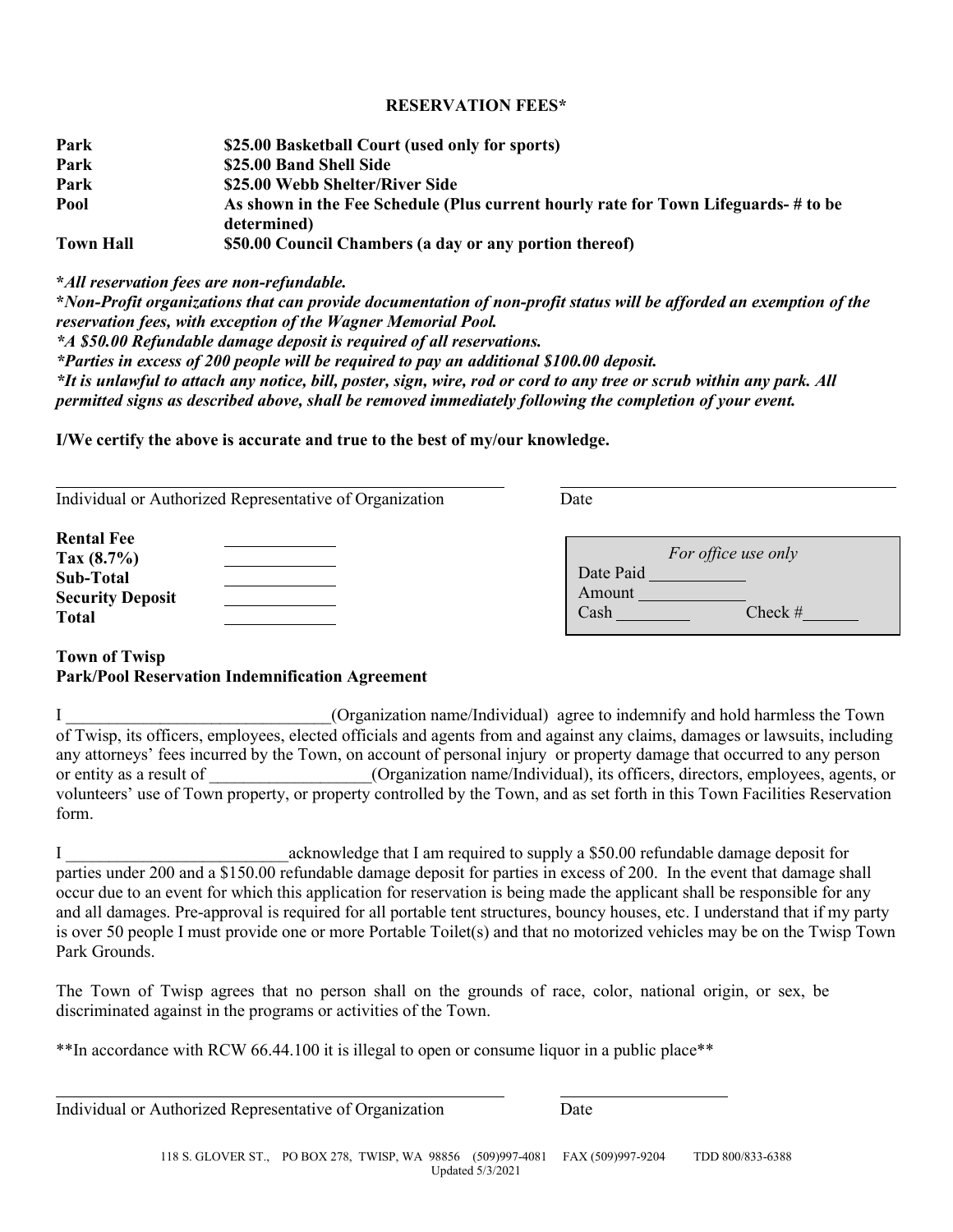**RESERVATION FEES***

| | |
|---|---|
| **Park** | **$25.00 Basketball Court (used only for sports)** |
| **Park** | **$25.00 Band Shell Side** |
| **Park** | **$25.00 Webb Shelter/River Side** |
| **Pool** | **As shown in the Fee Schedule (Plus current hourly rate for Town Lifeguards- # to be determined)** |
| **Town Hall** | **$50.00 Council Chambers (a day or any portion thereof)** |

***All reservation fees are non-refundable.***
***Non-Profit organizations that can provide documentation of non-profit status will be afforded an exemption of the reservation fees, with exception of the Wagner Memorial Pool.***
***A $50.00 Refundable damage deposit is required of all reservations.***
***Parties in excess of 200 people will be required to pay an additional $100.00 deposit.***
***It is unlawful to attach any notice, bill, poster, sign, wire, rod or cord to any tree or scrub within any park. All permitted signs as described above, shall be removed immediately following the completion of your event.***

**I/We certify the above is accurate and true to the best of my/our knowledge.**

_______________________________________________ ____________________________________

Individual or Authorized Representative of Organization Date

**Rental Fee** ____________
**Tax (8.7%)** ____________
**Sub-Total** ____________
**Security Deposit** ____________
**Total** ____________

| *For office use only* |
|---|
| Date Paid ___________ |
| Amount ____________ |
| Cash ________ Check #______ |

**Town of Twisp**
**Park/Pool Reservation Indemnification Agreement**

I _______________________________(Organization name/Individual) agree to indemnify and hold harmless the Town of Twisp, its officers, employees, elected officials and agents from and against any claims, damages or lawsuits, including any attorneys' fees incurred by the Town, on account of personal injury or property damage that occurred to any person or entity as a result of ___________________(Organization name/Individual), its officers, directors, employees, agents, or volunteers' use of Town property, or property controlled by the Town, and as set forth in this Town Facilities Reservation form.

I __________________________acknowledge that I am required to supply a $50.00 refundable damage deposit for parties under 200 and a $150.00 refundable damage deposit for parties in excess of 200. In the event that damage shall occur due to an event for which this application for reservation is being made the applicant shall be responsible for any and all damages. Pre-approval is required for all portable tent structures, bouncy houses, etc. I understand that if my party is over 50 people I must provide one or more Portable Toilet(s) and that no motorized vehicles may be on the Twisp Town Park Grounds.

The Town of Twisp agrees that no person shall on the grounds of race, color, national origin, or sex, be discriminated against in the programs or activities of the Town.

**In accordance with RCW 66.44.100 it is illegal to open or consume liquor in a public place**

_______________________________________________ ____________________

Individual or Authorized Representative of Organization Date

118 S. GLOVER ST., PO BOX 278, TWISP, WA 98856 (509)997-4081 FAX (509)997-9204 TDD 800/833-6388
Updated 5/3/2021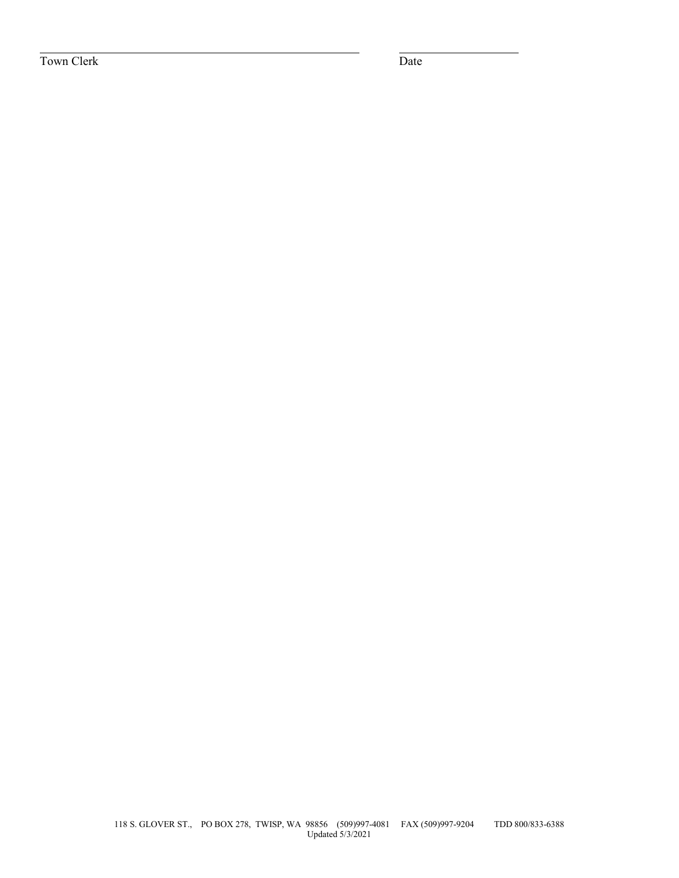\_\_\_\_\_\_\_\_\_\_\_\_\_\_\_\_\_\_\_\_\_\_\_\_\_\_\_\_\_\_\_\_\_\_\_\_\_\_\_\_\_\_\_\_ \_\_\_\_\_\_\_\_\_\_\_\_\_\_\_\_\_\_\_\_

Town Clerk Date

118 S. GLOVER ST., PO BOX 278, TWISP, WA 98856 (509)997-4081 FAX (509)997-9204 TDD 800/833-6388

Updated 5/3/2021